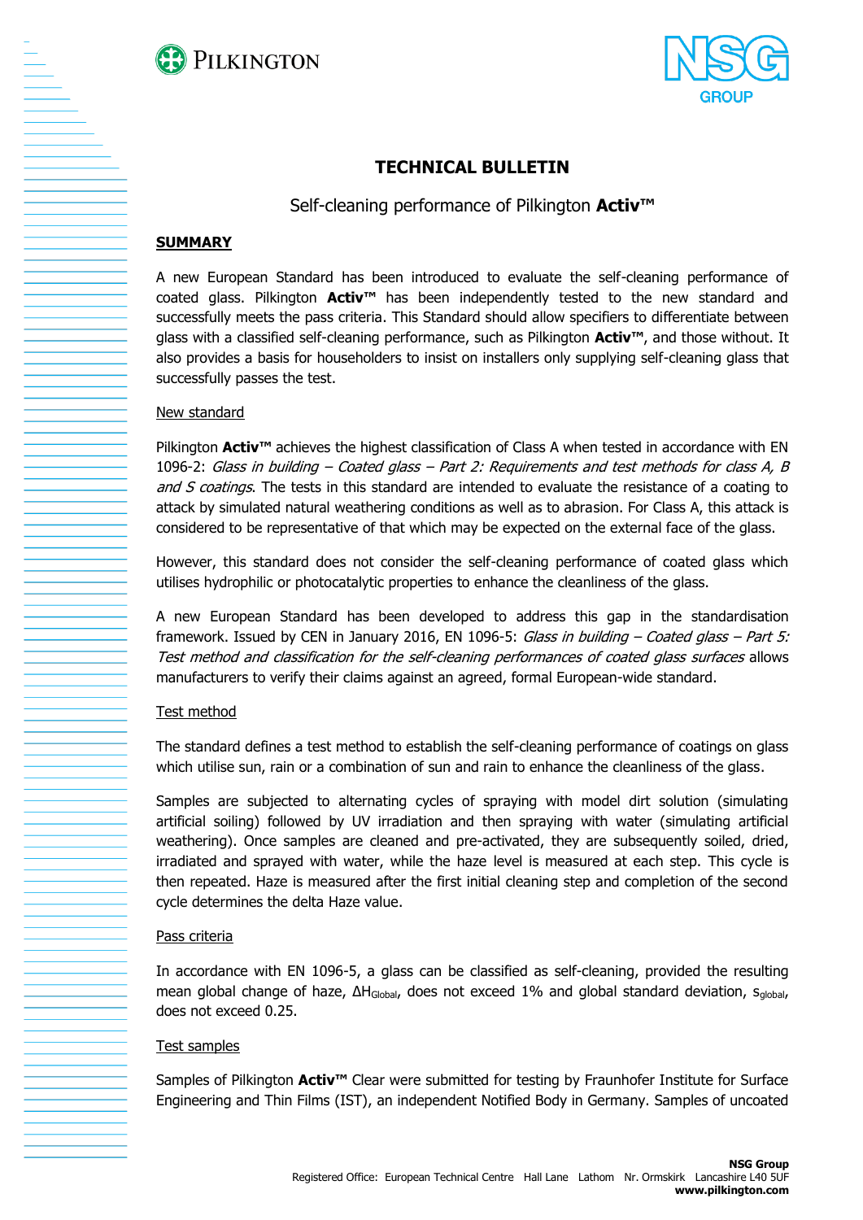# TECHNICAL BULLETIN

## Self-cleaning performance of Pilkington **Activ™**

### SUMMARY

A new European Standard has been introduced to evaluate the self-cleaning performance of coated glass. Pilkington **Activ™** has been independently tested to the new standard and successfully meets the pass criteria. This Standard should allow specifiers to differentiate between glass with a classified self-cleaning performance, such as Pilkington **Activ™**, and those without. It also provides a basis for householders to insist on installers only supplying self-cleaning glass that successfully passes the test.

#### New standard

Pilkington **Activ™** achieves the highest classification of Class A when tested in accordance with EN 1096-2: *Glass in building – Coated glass – Part 2: Requirements and test methods for class A, B and S coatings*. The tests in this standard are intended to evaluate the resistance of a coating to attack by simulated natural weathering conditions as well as to abrasion. For Class A, this attack is considered to be representative of that which may be expected on the external face of the glass.

However, this standard does not consider the self-cleaning performance of coated glass which utilises hydrophilic or photocatalytic properties to enhance the cleanliness of the glass.

A new European Standard has been developed to address this gap in the standardisation framework. Issued by CEN in January 2016, EN 1096-5: *Glass in building – Coated glass – Part 5: Test method and classification for the self-cleaning performances of coated glass surfaces* allows manufacturers to verify their claims against an agreed, formal European-wide standard.

#### Test method

The standard defines a test method to establish the self-cleaning performance of coatings on glass which utilise sun, rain or a combination of sun and rain to enhance the cleanliness of the glass.

Samples are subjected to alternating cycles of spraying with model dirt solution (simulating artificial soiling) followed by UV irradiation and then spraying with water (simulating artificial weathering). Once samples are cleaned and pre-activated, they are subsequently soiled, dried, irradiated and sprayed with water, while the haze level is measured at each step. This cycle is then repeated. Haze is measured after the first initial cleaning step and completion of the second cycle determines the delta Haze value.

#### Pass criteria

In accordance with EN 1096-5, a glass can be classified as self-cleaning, provided the resulting mean global change of haze, $\Delta H_{Global}$, does not exceed 1% and global standard deviation, $s_{global}$, does not exceed 0.25.

#### Test samples

Samples of Pilkington **Activ™** Clear were submitted for testing by Fraunhofer Institute for Surface Engineering and Thin Films (IST), an independent Notified Body in Germany. Samples of uncoated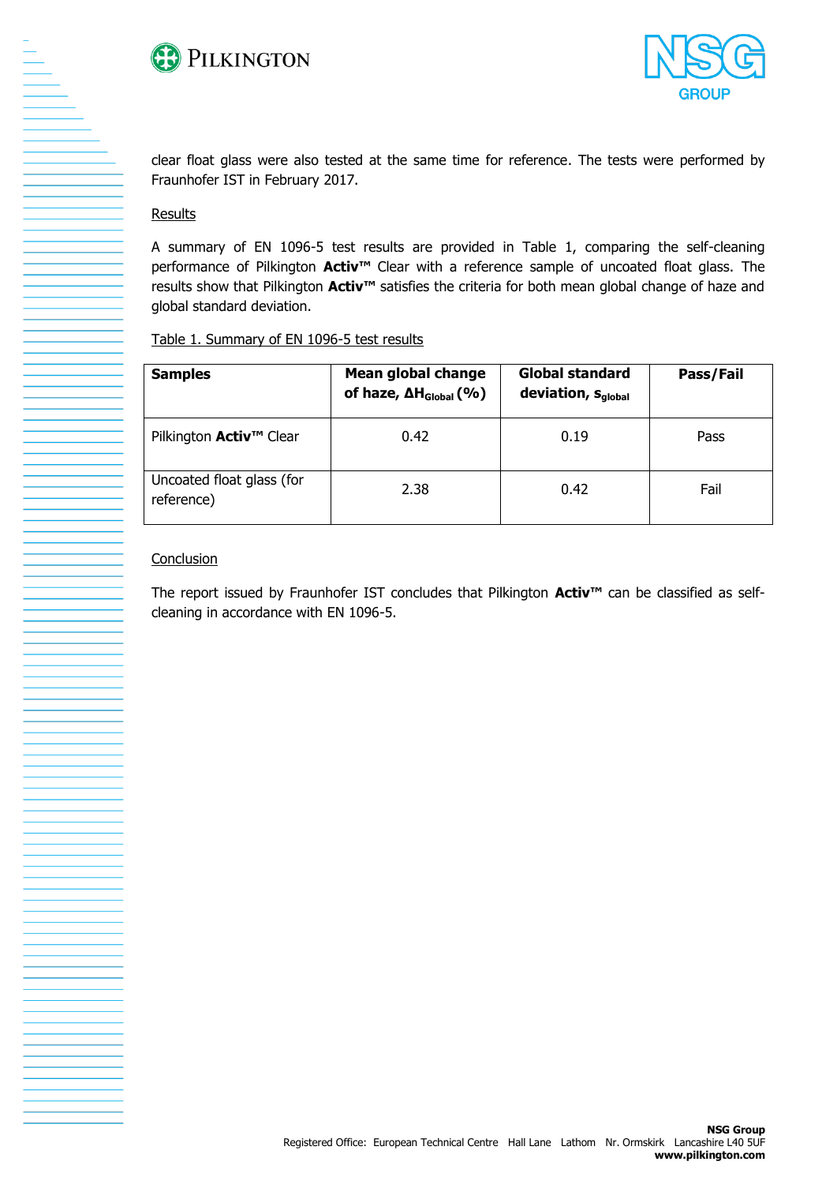clear float glass were also tested at the same time for reference. The tests were performed by Fraunhofer IST in February 2017.

Results

A summary of EN 1096-5 test results are provided in Table 1, comparing the self-cleaning performance of Pilkington **Activ™** Clear with a reference sample of uncoated float glass. The results show that Pilkington **Activ™** satisfies the criteria for both mean global change of haze and global standard deviation.

Table 1. Summary of EN 1096-5 test results

| Samples | Mean global change of haze, $\Delta H_{Global}$ (%) | Global standard deviation, $s_{global}$ | Pass/Fail |
|---|---|---|---|
| Pilkington **Activ™** Clear | 0.42 | 0.19 | Pass |
| Uncoated float glass (for reference) | 2.38 | 0.42 | Fail |

Conclusion

The report issued by Fraunhofer IST concludes that Pilkington **Activ™** can be classified as self-cleaning in accordance with EN 1096-5.